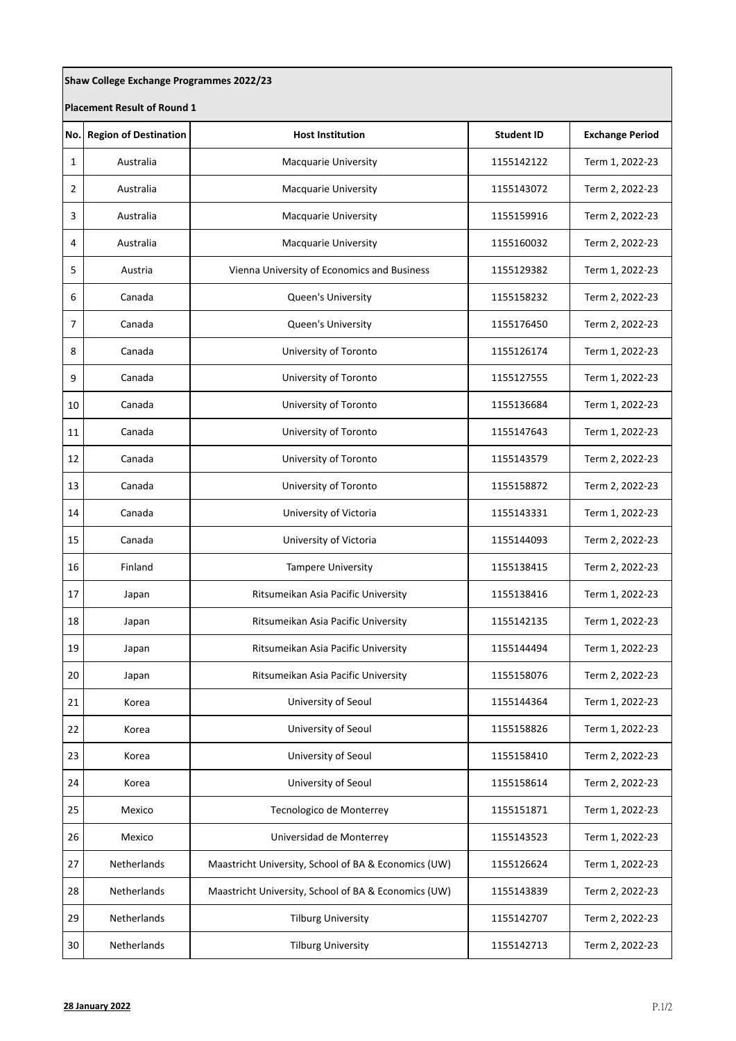**Shaw College Exchange Programmes 2022/23**

**Placement Result of Round 1**

| No. | Region of Destination | Host Institution | Student ID | Exchange Period |
|---|---|---|---|---|
| 1 | Australia | Macquarie University | 1155142122 | Term 1, 2022-23 |
| 2 | Australia | Macquarie University | 1155143072 | Term 2, 2022-23 |
| 3 | Australia | Macquarie University | 1155159916 | Term 2, 2022-23 |
| 4 | Australia | Macquarie University | 1155160032 | Term 2, 2022-23 |
| 5 | Austria | Vienna University of Economics and Business | 1155129382 | Term 1, 2022-23 |
| 6 | Canada | Queen's University | 1155158232 | Term 2, 2022-23 |
| 7 | Canada | Queen's University | 1155176450 | Term 2, 2022-23 |
| 8 | Canada | University of Toronto | 1155126174 | Term 1, 2022-23 |
| 9 | Canada | University of Toronto | 1155127555 | Term 1, 2022-23 |
| 10 | Canada | University of Toronto | 1155136684 | Term 1, 2022-23 |
| 11 | Canada | University of Toronto | 1155147643 | Term 1, 2022-23 |
| 12 | Canada | University of Toronto | 1155143579 | Term 2, 2022-23 |
| 13 | Canada | University of Toronto | 1155158872 | Term 2, 2022-23 |
| 14 | Canada | University of Victoria | 1155143331 | Term 1, 2022-23 |
| 15 | Canada | University of Victoria | 1155144093 | Term 2, 2022-23 |
| 16 | Finland | Tampere University | 1155138415 | Term 2, 2022-23 |
| 17 | Japan | Ritsumeikan Asia Pacific University | 1155138416 | Term 1, 2022-23 |
| 18 | Japan | Ritsumeikan Asia Pacific University | 1155142135 | Term 1, 2022-23 |
| 19 | Japan | Ritsumeikan Asia Pacific University | 1155144494 | Term 1, 2022-23 |
| 20 | Japan | Ritsumeikan Asia Pacific University | 1155158076 | Term 2, 2022-23 |
| 21 | Korea | University of Seoul | 1155144364 | Term 1, 2022-23 |
| 22 | Korea | University of Seoul | 1155158826 | Term 1, 2022-23 |
| 23 | Korea | University of Seoul | 1155158410 | Term 2, 2022-23 |
| 24 | Korea | University of Seoul | 1155158614 | Term 2, 2022-23 |
| 25 | Mexico | Tecnologico de Monterrey | 1155151871 | Term 1, 2022-23 |
| 26 | Mexico | Universidad de Monterrey | 1155143523 | Term 1, 2022-23 |
| 27 | Netherlands | Maastricht University, School of BA & Economics (UW) | 1155126624 | Term 1, 2022-23 |
| 28 | Netherlands | Maastricht University, School of BA & Economics (UW) | 1155143839 | Term 2, 2022-23 |
| 29 | Netherlands | Tilburg University | 1155142707 | Term 2, 2022-23 |
| 30 | Netherlands | Tilburg University | 1155142713 | Term 2, 2022-23 |

**28 January 2022**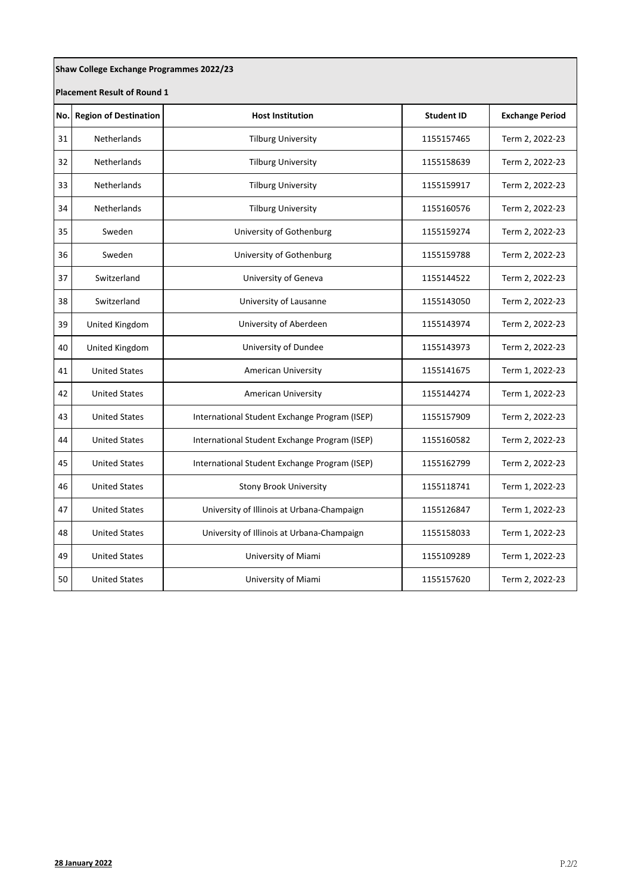**Shaw College Exchange Programmes 2022/23**

**Placement Result of Round 1**

| No. | Region of Destination | Host Institution | Student ID | Exchange Period |
|---|---|---|---|---|
| 31 | Netherlands | Tilburg University | 1155157465 | Term 2, 2022-23 |
| 32 | Netherlands | Tilburg University | 1155158639 | Term 2, 2022-23 |
| 33 | Netherlands | Tilburg University | 1155159917 | Term 2, 2022-23 |
| 34 | Netherlands | Tilburg University | 1155160576 | Term 2, 2022-23 |
| 35 | Sweden | University of Gothenburg | 1155159274 | Term 2, 2022-23 |
| 36 | Sweden | University of Gothenburg | 1155159788 | Term 2, 2022-23 |
| 37 | Switzerland | University of Geneva | 1155144522 | Term 2, 2022-23 |
| 38 | Switzerland | University of Lausanne | 1155143050 | Term 2, 2022-23 |
| 39 | United Kingdom | University of Aberdeen | 1155143974 | Term 2, 2022-23 |
| 40 | United Kingdom | University of Dundee | 1155143973 | Term 2, 2022-23 |
| 41 | United States | American University | 1155141675 | Term 1, 2022-23 |
| 42 | United States | American University | 1155144274 | Term 1, 2022-23 |
| 43 | United States | International Student Exchange Program (ISEP) | 1155157909 | Term 2, 2022-23 |
| 44 | United States | International Student Exchange Program (ISEP) | 1155160582 | Term 2, 2022-23 |
| 45 | United States | International Student Exchange Program (ISEP) | 1155162799 | Term 2, 2022-23 |
| 46 | United States | Stony Brook University | 1155118741 | Term 1, 2022-23 |
| 47 | United States | University of Illinois at Urbana-Champaign | 1155126847 | Term 1, 2022-23 |
| 48 | United States | University of Illinois at Urbana-Champaign | 1155158033 | Term 1, 2022-23 |
| 49 | United States | University of Miami | 1155109289 | Term 1, 2022-23 |
| 50 | United States | University of Miami | 1155157620 | Term 2, 2022-23 |

**28 January 2022**